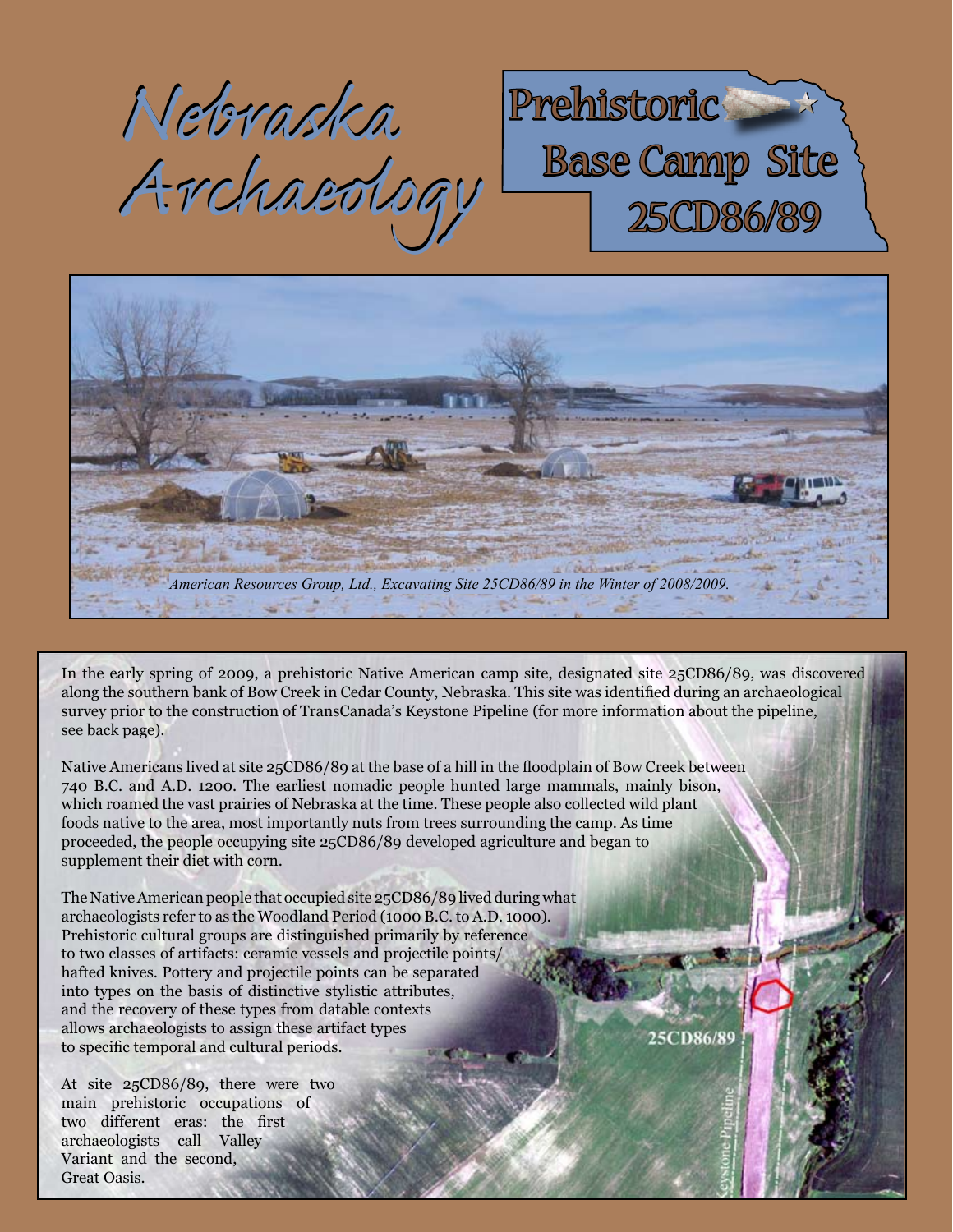# Nebraska Archaeology

## Prehistoric Base Camp Site 25CD86/89

*American Resources Group, Ltd., Excavating Site 25CD86/89 in the Winter of 2008/2009.*

In the early spring of 2009, a prehistoric Native American camp site, designated site 25CD86/89, was discovered along the southern bank of Bow Creek in Cedar County, Nebraska. This site was identified during an archaeological survey prior to the construction of TransCanada's Keystone Pipeline (for more information about the pipeline, see back page).

Native Americans lived at site 25CD86/89 at the base of a hill in the floodplain of Bow Creek between 740 B.C. and A.D. 1200. The earliest nomadic people hunted large mammals, mainly bison, which roamed the vast prairies of Nebraska at the time. These people also collected wild plant foods native to the area, most importantly nuts from trees surrounding the camp. As time proceeded, the people occupying site 25CD86/89 developed agriculture and began to supplement their diet with corn.

The Native American people that occupied site 25CD86/89 lived during what archaeologists refer to as the Woodland Period (1000 B.C. to A.D. 1000). Prehistoric cultural groups are distinguished primarily by reference to two classes of artifacts: ceramic vessels and projectile points/hafted knives. Pottery and projectile points can be separated into types on the basis of distinctive stylistic attributes, and the recovery of these types from datable contexts allows archaeologists to assign these artifact types to specific temporal and cultural periods.

At site 25CD86/89, there were two main prehistoric occupations of two different eras: the first archaeologists call Valley Variant and the second, Great Oasis.

25CD86/89

Keystone Pipeline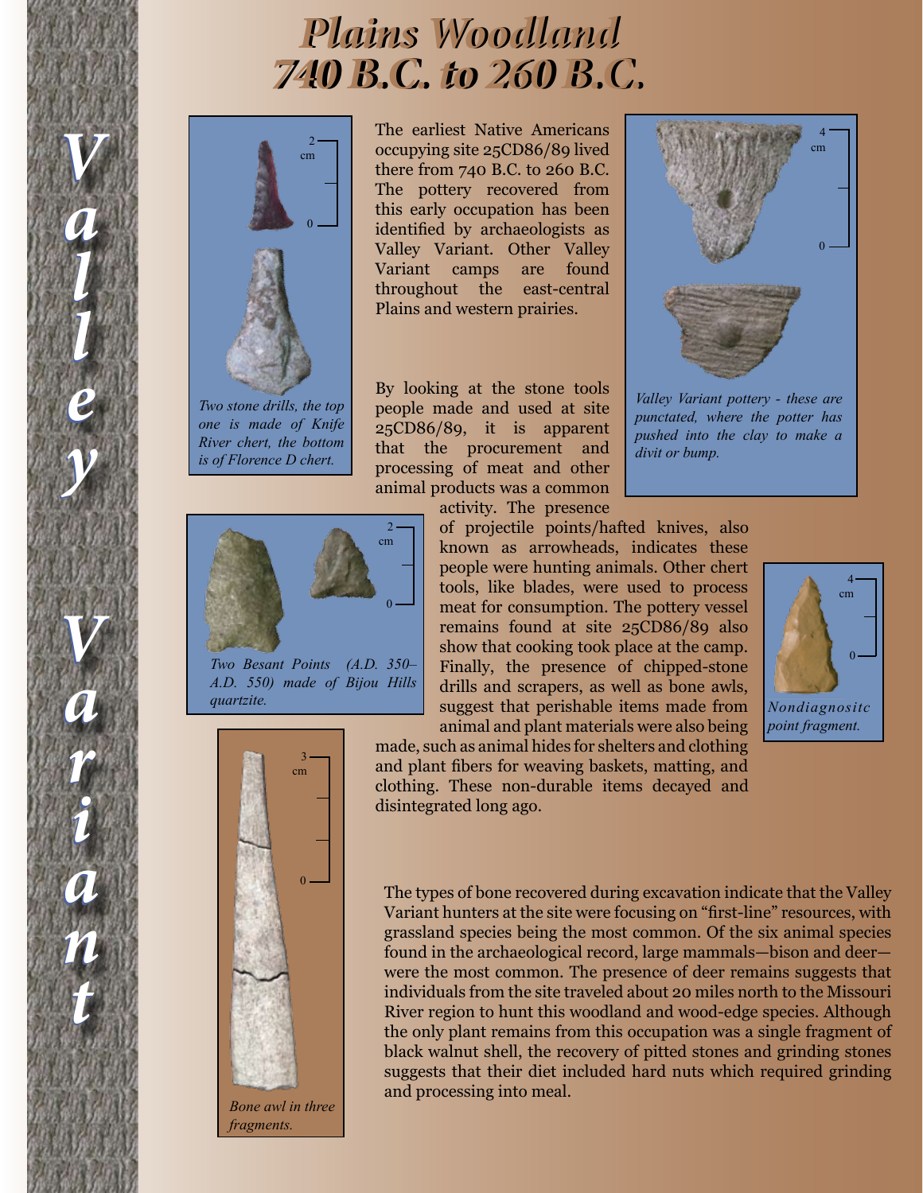# Plains Woodland
# 740 B.C. to 260 B.C.

Valley Variant

The earliest Native Americans occupying site 25CD86/89 lived there from 740 B.C. to 260 B.C. The pottery recovered from this early occupation has been identified by archaeologists as Valley Variant. Other Valley Variant camps are found throughout the east-central Plains and western prairies.

By looking at the stone tools people made and used at site 25CD86/89, it is apparent that the procurement and processing of meat and other animal products was a common activity. The presence of projectile points/hafted knives, also known as arrowheads, indicates these people were hunting animals. Other chert tools, like blades, were used to process meat for consumption. The pottery vessel remains found at site 25CD86/89 also show that cooking took place at the camp. Finally, the presence of chipped-stone drills and scrapers, as well as bone awls, suggest that perishable items made from animal and plant materials were also being made, such as animal hides for shelters and clothing and plant fibers for weaving baskets, matting, and clothing. These non-durable items decayed and disintegrated long ago.

*Two stone drills, the top one is made of Knife River chert, the bottom is of Florence D chert.*

*Valley Variant pottery - these are punctated, where the potter has pushed into the clay to make a divit or bump.*

*Two Besant Points (A.D. 350–A.D. 550) made of Bijou Hills quartzite.*

*Nondiagnositc point fragment.*

*Bone awl in three fragments.*

The types of bone recovered during excavation indicate that the Valley Variant hunters at the site were focusing on "first-line" resources, with grassland species being the most common. Of the six animal species found in the archaeological record, large mammals—bison and deer—were the most common. The presence of deer remains suggests that individuals from the site traveled about 20 miles north to the Missouri River region to hunt this woodland and wood-edge species. Although the only plant remains from this occupation was a single fragment of black walnut shell, the recovery of pitted stones and grinding stones suggests that their diet included hard nuts which required grinding and processing into meal.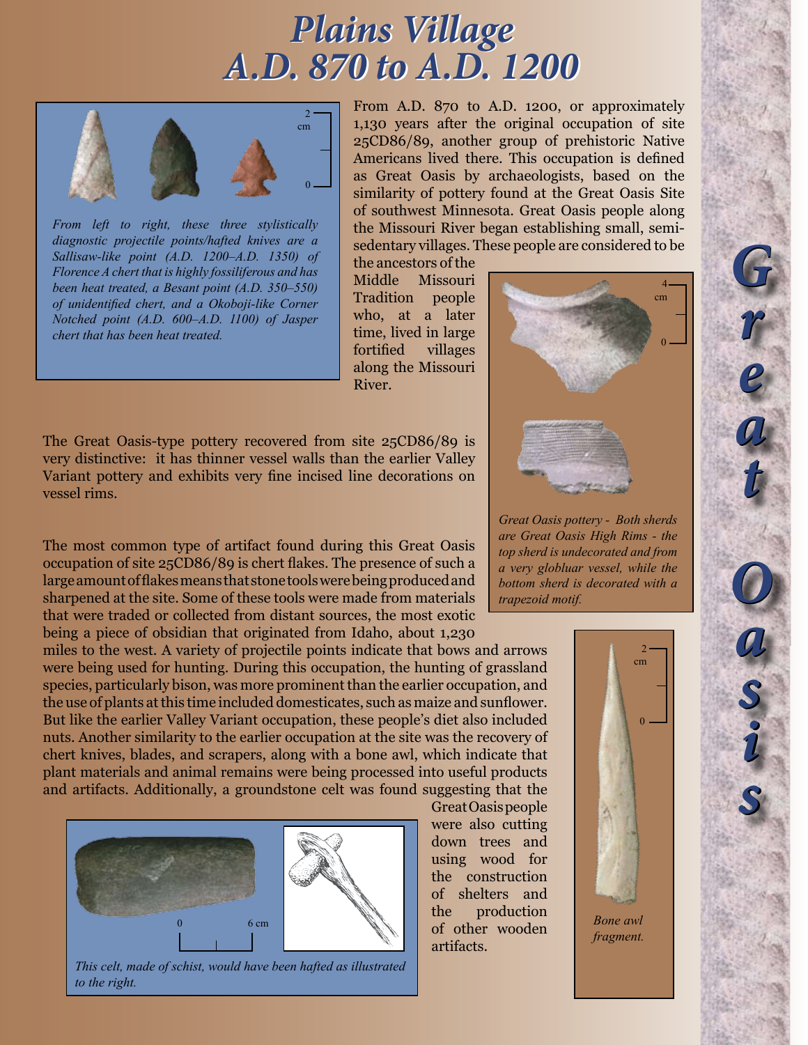# Plains Village
# A.D. 870 to A.D. 1200

*From left to right, these three stylistically diagnostic projectile points/hafted knives are a Sallisaw-like point (A.D. 1200–A.D. 1350) of Florence A chert that is highly fossiliferous and has been heat treated, a Besant point (A.D. 350–550) of unidentified chert, and a Okoboji-like Corner Notched point (A.D. 600–A.D. 1100) of Jasper chert that has been heat treated.*

From A.D. 870 to A.D. 1200, or approximately 1,130 years after the original occupation of site 25CD86/89, another group of prehistoric Native Americans lived there. This occupation is defined as Great Oasis by archaeologists, based on the similarity of pottery found at the Great Oasis Site of southwest Minnesota. Great Oasis people along the Missouri River began establishing small, semi-sedentary villages. These people are considered to be the ancestors of the Middle Missouri Tradition people who, at a later time, lived in large fortified villages along the Missouri River.

*Great Oasis pottery - Both sherds are Great Oasis High Rims - the top sherd is undecorated and from a very globluar vessel, while the bottom sherd is decorated with a trapezoid motif.*

The Great Oasis-type pottery recovered from site 25CD86/89 is very distinctive: it has thinner vessel walls than the earlier Valley Variant pottery and exhibits very fine incised line decorations on vessel rims.

The most common type of artifact found during this Great Oasis occupation of site 25CD86/89 is chert flakes. The presence of such a large amount of flakes means that stone tools were being produced and sharpened at the site. Some of these tools were made from materials that were traded or collected from distant sources, the most exotic being a piece of obsidian that originated from Idaho, about 1,230 miles to the west. A variety of projectile points indicate that bows and arrows were being used for hunting. During this occupation, the hunting of grassland species, particularly bison, was more prominent than the earlier occupation, and the use of plants at this time included domesticates, such as maize and sunflower. But like the earlier Valley Variant occupation, these people's diet also included nuts. Another similarity to the earlier occupation at the site was the recovery of chert knives, blades, and scrapers, along with a bone awl, which indicate that plant materials and animal remains were being processed into useful products and artifacts. Additionally, a groundstone celt was found suggesting that the Great Oasis people were also cutting down trees and using wood for the construction of shelters and the production of other wooden artifacts.

*This celt, made of schist, would have been hafted as illustrated to the right.*

*Bone awl fragment.*

**Great Oasis**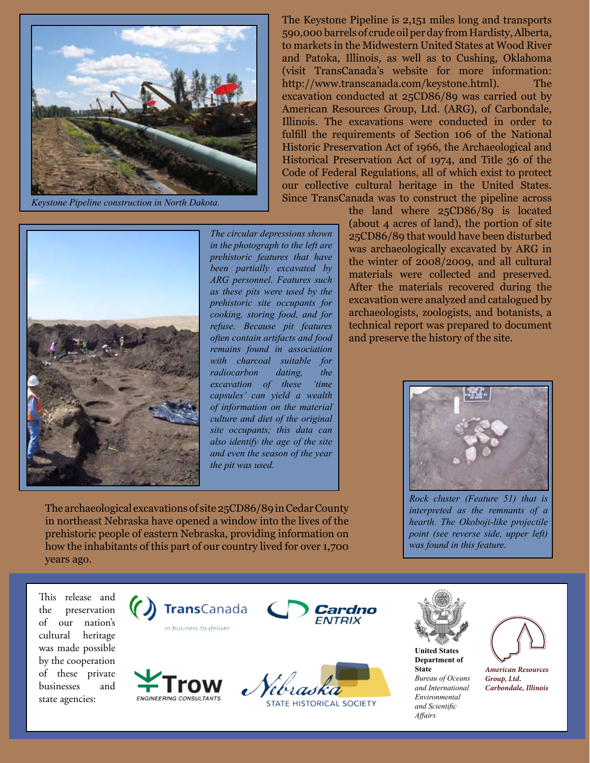The Keystone Pipeline is 2,151 miles long and transports 590,000 barrels of crude oil per day from Hardisty, Alberta, to markets in the Midwestern United States at Wood River and Patoka, Illinois, as well as to Cushing, Oklahoma (visit TransCanada's website for more information: http://www.transcanada.com/keystone.html). The excavation conducted at 25CD86/89 was carried out by American Resources Group, Ltd. (ARG), of Carbondale, Illinois. The excavations were conducted in order to fulfill the requirements of Section 106 of the National Historic Preservation Act of 1966, the Archaeological and Historical Preservation Act of 1974, and Title 36 of the Code of Federal Regulations, all of which exist to protect our collective cultural heritage in the United States. Since TransCanada was to construct the pipeline across the land where 25CD86/89 is located (about 4 acres of land), the portion of site 25CD86/89 that would have been disturbed was archaeologically excavated by ARG in the winter of 2008/2009, and all cultural materials were collected and preserved. After the materials recovered during the excavation were analyzed and catalogued by archaeologists, zoologists, and botanists, a technical report was prepared to document and preserve the history of the site.

*Keystone Pipeline construction in North Dakota.*

*The circular depressions shown in the photograph to the left are prehistoric features that have been partially excavated by ARG personnel. Features such as these pits were used by the prehistoric site occupants for cooking, storing food, and for refuse. Because pit features often contain artifacts and food remains found in association with charcoal suitable for radiocarbon dating, the excavation of these 'time capsules' can yield a wealth of information on the material culture and diet of the original site occupants; this data can also identify the age of the site and even the season of the year the pit was used.*

*Rock cluster (Feature 51) that is interpreted as the remnants of a hearth. The Okoboji-like projectile point (see reverse side, upper left) was found in this feature.*

The archaeological excavations of site 25CD86/89 in Cedar County in northeast Nebraska have opened a window into the lives of the prehistoric people of eastern Nebraska, providing information on how the inhabitants of this part of our country lived for over 1,700 years ago.

This release and the preservation of our nation's cultural heritage was made possible by the cooperation of these private businesses and state agencies:

TransCanada — in business to deliver

Cardno ENTRIX

Trow Engineering Consultants

Nebraska State Historical Society

**United States Department of State**
*Bureau of Oceans and International Environmental and Scientific Affairs*

***American Resources Group, Ltd. Carbondale, Illinois***